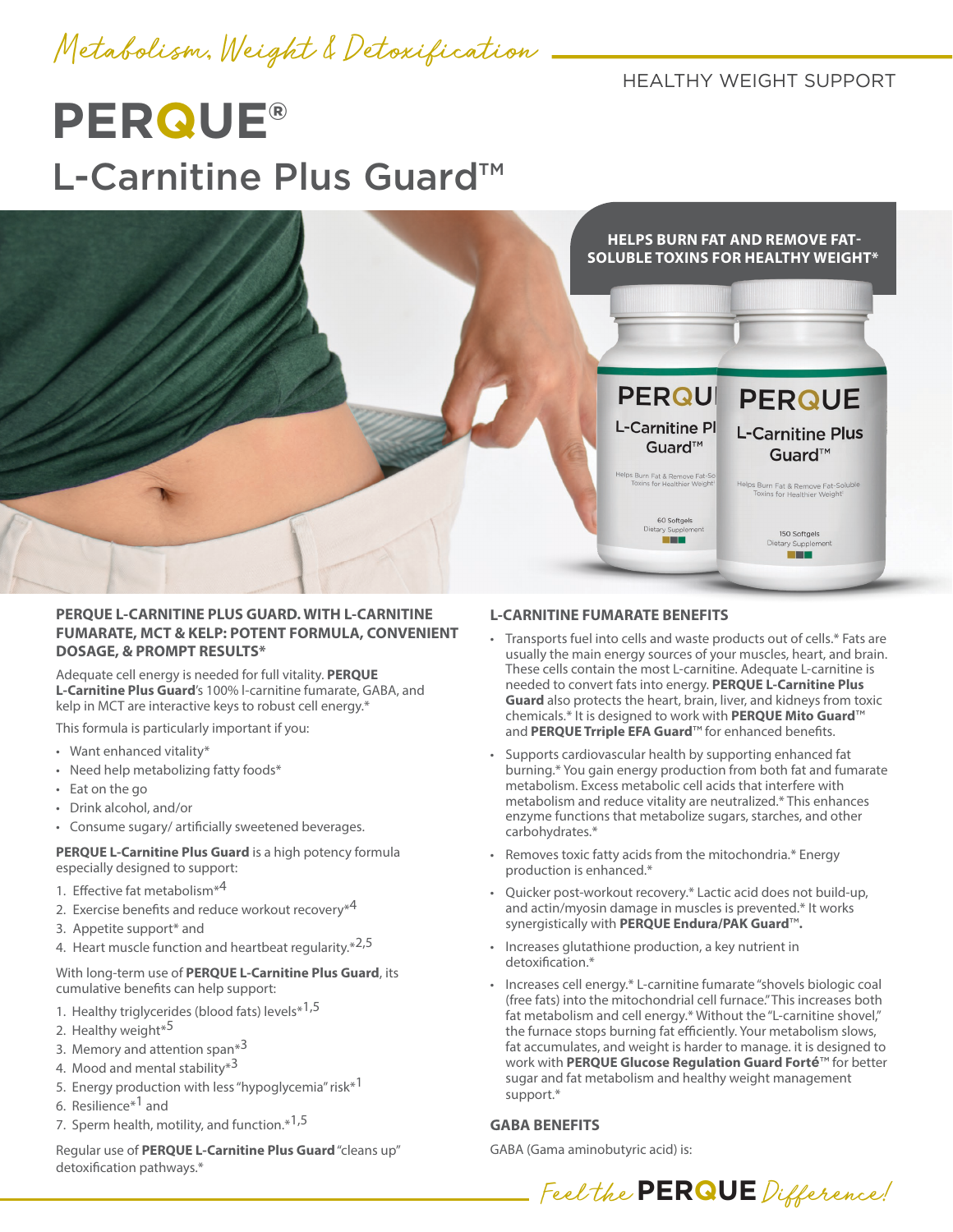*Metabolism, Weight & Detoxification*

HEALTHY WEIGHT SUPPORT

# PERQUE®

# L-Carnitine Plus Guard™

**HELPS BURN FAT AND REMOVE FAT-SOLUBLE TOXINS FOR HEALTHY WEIGHT***

## PERQUE L-CARNITINE PLUS GUARD. WITH L-CARNITINE FUMARATE, MCT & KELP: POTENT FORMULA, CONVENIENT DOSAGE, & PROMPT RESULTS*

Adequate cell energy is needed for full vitality. **PERQUE L-Carnitine Plus Guard**'s 100% l-carnitine fumarate, GABA, and kelp in MCT are interactive keys to robust cell energy.*

This formula is particularly important if you:

- Want enhanced vitality*
- Need help metabolizing fatty foods*
- Eat on the go
- Drink alcohol, and/or
- Consume sugary/ artificially sweetened beverages.

**PERQUE L-Carnitine Plus Guard** is a high potency formula especially designed to support:

1. Effective fat metabolism*[4]
2. Exercise benefits and reduce workout recovery*[4]
3. Appetite support* and
4. Heart muscle function and heartbeat regularity.*[2,5]

With long-term use of **PERQUE L-Carnitine Plus Guard**, its cumulative benefits can help support:

1. Healthy triglycerides (blood fats) levels*[1,5]
2. Healthy weight*[5]
3. Memory and attention span*[3]
4. Mood and mental stability*[3]
5. Energy production with less "hypoglycemia" risk*[1]
6. Resilience*[1] and
7. Sperm health, motility, and function.*[1,5]

Regular use of **PERQUE L-Carnitine Plus Guard** "cleans up" detoxification pathways.*

## L-CARNITINE FUMARATE BENEFITS

- Transports fuel into cells and waste products out of cells.* Fats are usually the main energy sources of your muscles, heart, and brain. These cells contain the most L-carnitine. Adequate L-carnitine is needed to convert fats into energy. **PERQUE L-Carnitine Plus Guard** also protects the heart, brain, liver, and kidneys from toxic chemicals.* It is designed to work with **PERQUE Mito Guard**™ and **PERQUE Trriple EFA Guard**™ for enhanced benefits.
- Supports cardiovascular health by supporting enhanced fat burning.* You gain energy production from both fat and fumarate metabolism. Excess metabolic cell acids that interfere with metabolism and reduce vitality are neutralized.* This enhances enzyme functions that metabolize sugars, starches, and other carbohydrates.*
- Removes toxic fatty acids from the mitochondria.* Energy production is enhanced.*
- Quicker post-workout recovery.* Lactic acid does not build-up, and actin/myosin damage in muscles is prevented.* It works synergistically with **PERQUE Endura/PAK Guard**™**.**
- Increases glutathione production, a key nutrient in detoxification.*
- Increases cell energy.* L-carnitine fumarate "shovels biologic coal (free fats) into the mitochondrial cell furnace." This increases both fat metabolism and cell energy.* Without the "L-carnitine shovel," the furnace stops burning fat efficiently. Your metabolism slows, fat accumulates, and weight is harder to manage. it is designed to work with **PERQUE Glucose Regulation Guard Forté**™ for better sugar and fat metabolism and healthy weight management support.*

## GABA BENEFITS

GABA (Gama aminobutyric acid) is:

*Feel the* **PERQUE** *Difference!*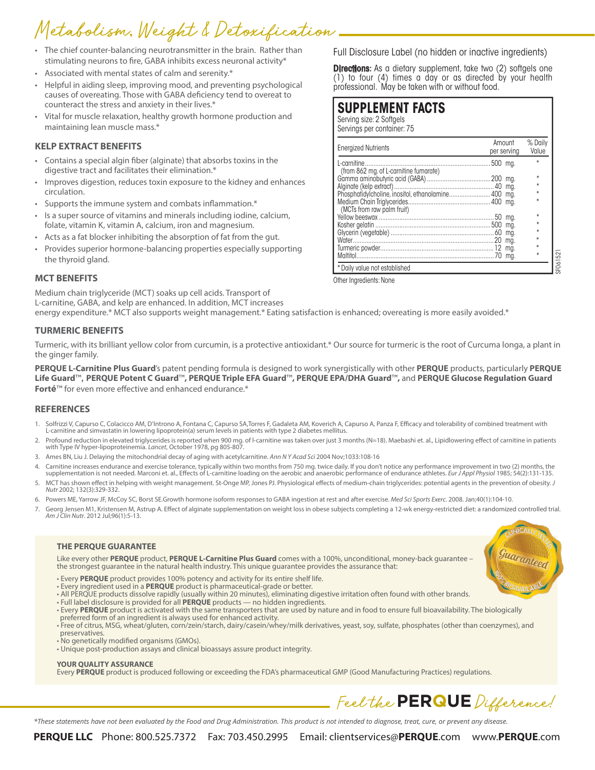# Metabolism, Weight & Detoxification

- The chief counter-balancing neurotransmitter in the brain. Rather than stimulating neurons to fire, GABA inhibits excess neuronal activity*
- Associated with mental states of calm and serenity.*
- Helpful in aiding sleep, improving mood, and preventing psychological causes of overeating. Those with GABA deficiency tend to overeat to counteract the stress and anxiety in their lives.*
- Vital for muscle relaxation, healthy growth hormone production and maintaining lean muscle mass.*

### KELP EXTRACT BENEFITS

- Contains a special algin fiber (alginate) that absorbs toxins in the digestive tract and facilitates their elimination.*
- Improves digestion, reduces toxin exposure to the kidney and enhances circulation.
- Supports the immune system and combats inflammation.*
- Is a super source of vitamins and minerals including iodine, calcium, folate, vitamin K, vitamin A, calcium, iron and magnesium.
- Acts as a fat blocker inhibiting the absorption of fat from the gut.
- Provides superior hormone-balancing properties especially supporting the thyroid gland.

Full Disclosure Label (no hidden or inactive ingredients)

**Directions:** As a dietary supplement, take two (2) softgels one (1) to four (4) times a day or as directed by your health professional. May be taken with or without food.

**SUPPLEMENT FACTS**
Serving size: 2 Softgels
Servings per container: 75

| Energized Nutrients | Amount per serving | % Daily Value |
|---|---|---|
| L-carnitine (from 862 mg. of L-carnitine fumarate) | 500 mg. | * |
| Gamma aminobutyric acid (GABA) | 200 mg. | * |
| Alginate (kelp extract) | 40 mg. | * |
| Phosphatidylcholine, inositol, ethanolamine | 400 mg. | * |
| Medium Chain Triglycerides (MCTs from raw palm fruit) | 400 mg. | * |
| Yellow beeswax | 50 mg. | * |
| Kosher gelatin | 500 mg. | * |
| Glycerin (vegetable) | 60 mg. | * |
| Water | 20 mg. | * |
| Tumeric powder | 12 mg. | * |
| Maltitol | 70 mg. | * |

* Daily value not established

SF061521

Other Ingredients: None

### MCT BENEFITS

Medium chain triglyceride (MCT) soaks up cell acids. Transport of L-carnitine, GABA, and kelp are enhanced. In addition, MCT increases energy expenditure.* MCT also supports weight management.* Eating satisfaction is enhanced; overeating is more easily avoided.*

### TURMERIC BENEFITS

Turmeric, with its brilliant yellow color from curcumin, is a protective antioxidant.* Our source for turmeric is the root of Curcuma longa, a plant in the ginger family.

**PERQUE L-Carnitine Plus Guard**'s patent pending formula is designed to work synergistically with other **PERQUE** products, particularly **PERQUE Life Guard**™, **PERQUE Potent C Guard**™, **PERQUE Triple EFA Guard**™, **PERQUE EPA/DHA Guard**™, and **PERQUE Glucose Regulation Guard Forté**™ for even more effective and enhanced endurance.*

### REFERENCES

1. Solfrizzi V, Capurso C, Colacicco AM, D'Introno A, Fontana C, Capurso SA,Torres F, Gadaleta AM, Koverich A, Capurso A, Panza F, Efficacy and tolerability of combined treatment with L-carnitine and simvastatin in lowering lipoprotein(a) serum levels in patients with type 2 diabetes mellitus.
2. Profound reduction in elevated triglycerides is reported when over 900 mg. of l-carnitine was taken over just 3 months (N=18). Maebashi et. al., Lipidlowering effect of carnitine in patients with Type IV hyper-lipoproteinemia. *Lancet*, October 1978, pg 805-807.
3. Ames BN, Liu J. Delaying the mitochondrial decay of aging with acetylcarnitine. *Ann N Y Acad Sci* 2004 Nov;1033:108-16
4. Carnitine increases endurance and exercise tolerance, typically within two months from 750 mg. twice daily. If you don't notice any performance improvement in two (2) months, the supplementation is not needed. Marconi et. al., Effects of L-carnitine loading on the aerobic and anaerobic performance of endurance athletes. *Eur J Appl Physiol* 1985; 54(2):131-135.
5. MCT has shown effect in helping with weight management. St-Onge MP, Jones PJ. Physiological effects of medium-chain triglycerides: potential agents in the prevention of obesity. *J Nutr* 2002; 132(3):329-332.
6. Powers ME, Yarrow JF, McCoy SC, Borst SE.Growth hormone isoform responses to GABA ingestion at rest and after exercise. *Med Sci Sports Exerc.* 2008. Jan;40(1):104-10.
7. Georg Jensen M1, Kristensen M, Astrup A. Effect of alginate supplementation on weight loss in obese subjects completing a 12-wk energy-restricted diet: a randomized controlled trial. *Am J Clin Nutr*. 2012 Jul;96(1):5-13.

### THE PERQUE GUARANTEE

Like every other **PERQUE** product, **PERQUE L-Carnitine Plus Guard** comes with a 100%, unconditional, money-back guarantee – the strongest guarantee in the natural health industry. This unique guarantee provides the assurance that:

- Every **PERQUE** product provides 100% potency and activity for its entire shelf life.
- Every ingredient used in a **PERQUE** product is pharmaceutical-grade or better.
- All PERQUE products dissolve rapidly (usually within 20 minutes), eliminating digestive irritation often found with other brands.
- Full label disclosure is provided for all **PERQUE** products — no hidden ingredients.
- Every **PERQUE** product is activated with the same transporters that are used by nature and in food to ensure full bioavailability. The biologically preferred form of an ingredient is always used for enhanced activity.
- Free of citrus, MSG, wheat/gluten, corn/zein/starch, dairy/casein/whey/milk derivatives, yeast, soy, sulfate, phosphates (other than coenzymes), and preservatives.
- No genetically modified organisms (GMOs).
- Unique post-production assays and clinical bioassays assure product integrity.

Clinically Tested — Guaranteed — 100% Bioavailable

**YOUR QUALITY ASSURANCE**
Every **PERQUE** product is produced following or exceeding the FDA's pharmaceutical GMP (Good Manufacturing Practices) regulations.

Feel the **PERQUE** Difference!

*These statements have not been evaluated by the Food and Drug Administration. This product is not intended to diagnose, treat, cure, or prevent any disease.*

**PERQUE LLC** Phone: 800.525.7372 Fax: 703.450.2995 Email: clientservices@**PERQUE**.com www.**PERQUE**.com